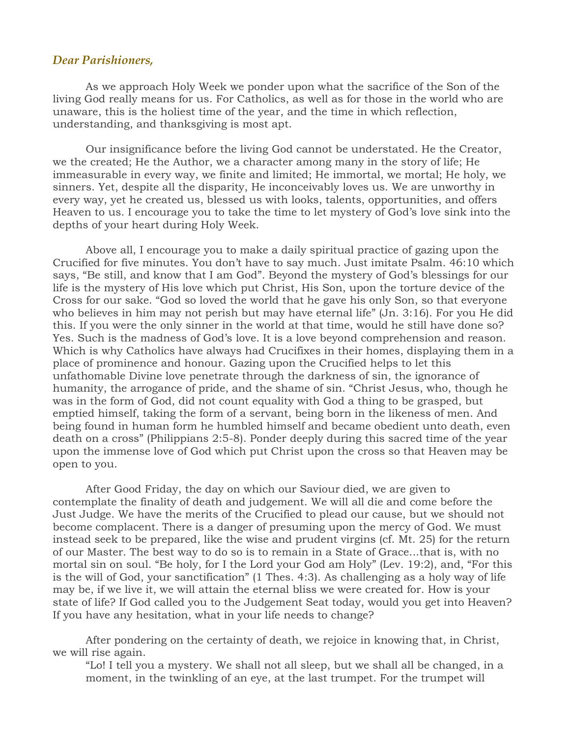***Dear Parishioners,***

As we approach Holy Week we ponder upon what the sacrifice of the Son of the living God really means for us. For Catholics, as well as for those in the world who are unaware, this is the holiest time of the year, and the time in which reflection, understanding, and thanksgiving is most apt.

Our insignificance before the living God cannot be understated. He the Creator, we the created; He the Author, we a character among many in the story of life; He immeasurable in every way, we finite and limited; He immortal, we mortal; He holy, we sinners. Yet, despite all the disparity, He inconceivably loves us. We are unworthy in every way, yet he created us, blessed us with looks, talents, opportunities, and offers Heaven to us. I encourage you to take the time to let mystery of God's love sink into the depths of your heart during Holy Week.

Above all, I encourage you to make a daily spiritual practice of gazing upon the Crucified for five minutes. You don't have to say much. Just imitate Psalm. 46:10 which says, "Be still, and know that I am God". Beyond the mystery of God's blessings for our life is the mystery of His love which put Christ, His Son, upon the torture device of the Cross for our sake. "God so loved the world that he gave his only Son, so that everyone who believes in him may not perish but may have eternal life" (Jn. 3:16). For you He did this. If you were the only sinner in the world at that time, would he still have done so? Yes. Such is the madness of God's love. It is a love beyond comprehension and reason. Which is why Catholics have always had Crucifixes in their homes, displaying them in a place of prominence and honour. Gazing upon the Crucified helps to let this unfathomable Divine love penetrate through the darkness of sin, the ignorance of humanity, the arrogance of pride, and the shame of sin. "Christ Jesus, who, though he was in the form of God, did not count equality with God a thing to be grasped, but emptied himself, taking the form of a servant, being born in the likeness of men. And being found in human form he humbled himself and became obedient unto death, even death on a cross" (Philippians 2:5-8). Ponder deeply during this sacred time of the year upon the immense love of God which put Christ upon the cross so that Heaven may be open to you.

After Good Friday, the day on which our Saviour died, we are given to contemplate the finality of death and judgement. We will all die and come before the Just Judge. We have the merits of the Crucified to plead our cause, but we should not become complacent. There is a danger of presuming upon the mercy of God. We must instead seek to be prepared, like the wise and prudent virgins (cf. Mt. 25) for the return of our Master. The best way to do so is to remain in a State of Grace...that is, with no mortal sin on soul. "Be holy, for I the Lord your God am Holy" (Lev. 19:2), and, "For this is the will of God, your sanctification" (1 Thes. 4:3). As challenging as a holy way of life may be, if we live it, we will attain the eternal bliss we were created for. How is your state of life? If God called you to the Judgement Seat today, would you get into Heaven? If you have any hesitation, what in your life needs to change?

After pondering on the certainty of death, we rejoice in knowing that, in Christ, we will rise again.

> "Lo! I tell you a mystery. We shall not all sleep, but we shall all be changed, in a moment, in the twinkling of an eye, at the last trumpet. For the trumpet will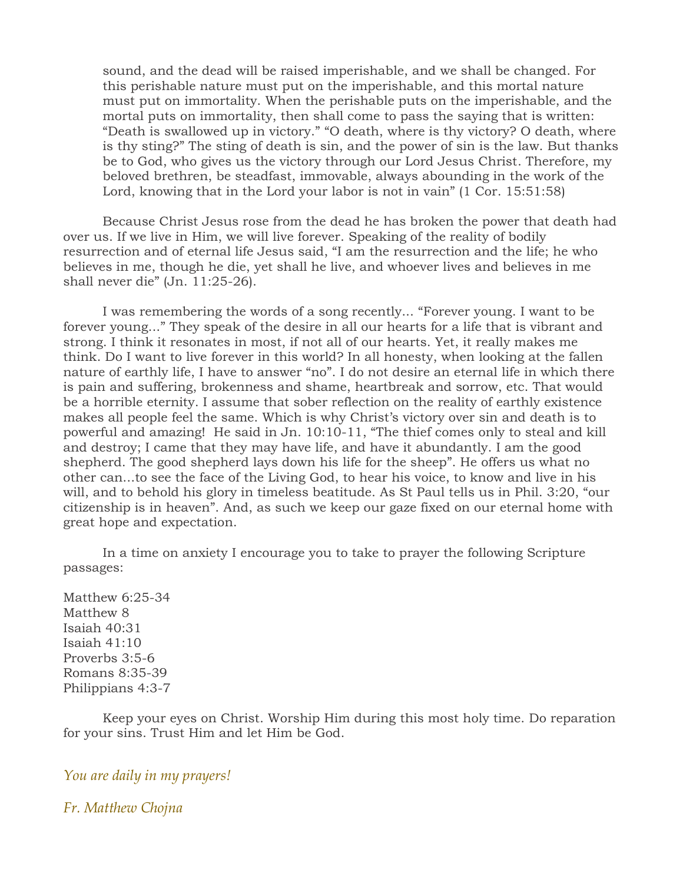> sound, and the dead will be raised imperishable, and we shall be changed. For this perishable nature must put on the imperishable, and this mortal nature must put on immortality. When the perishable puts on the imperishable, and the mortal puts on immortality, then shall come to pass the saying that is written: “Death is swallowed up in victory.” “O death, where is thy victory? O death, where is thy sting?” The sting of death is sin, and the power of sin is the law. But thanks be to God, who gives us the victory through our Lord Jesus Christ. Therefore, my beloved brethren, be steadfast, immovable, always abounding in the work of the Lord, knowing that in the Lord your labor is not in vain” (1 Cor. 15:51:58)

Because Christ Jesus rose from the dead he has broken the power that death had over us. If we live in Him, we will live forever. Speaking of the reality of bodily resurrection and of eternal life Jesus said, “I am the resurrection and the life; he who believes in me, though he die, yet shall he live, and whoever lives and believes in me shall never die” (Jn. 11:25-26).

I was remembering the words of a song recently… “Forever young. I want to be forever young…” They speak of the desire in all our hearts for a life that is vibrant and strong. I think it resonates in most, if not all of our hearts. Yet, it really makes me think. Do I want to live forever in this world? In all honesty, when looking at the fallen nature of earthly life, I have to answer “no”. I do not desire an eternal life in which there is pain and suffering, brokenness and shame, heartbreak and sorrow, etc. That would be a horrible eternity. I assume that sober reflection on the reality of earthly existence makes all people feel the same. Which is why Christ’s victory over sin and death is to powerful and amazing! He said in Jn. 10:10-11, “The thief comes only to steal and kill and destroy; I came that they may have life, and have it abundantly. I am the good shepherd. The good shepherd lays down his life for the sheep”. He offers us what no other can…to see the face of the Living God, to hear his voice, to know and live in his will, and to behold his glory in timeless beatitude. As St Paul tells us in Phil. 3:20, “our citizenship is in heaven”. And, as such we keep our gaze fixed on our eternal home with great hope and expectation.

In a time on anxiety I encourage you to take to prayer the following Scripture passages:

Matthew 6:25-34
Matthew 8
Isaiah 40:31
Isaiah 41:10
Proverbs 3:5-6
Romans 8:35-39
Philippians 4:3-7

Keep your eyes on Christ. Worship Him during this most holy time. Do reparation for your sins. Trust Him and let Him be God.

*You are daily in my prayers!*

*Fr. Matthew Chojna*